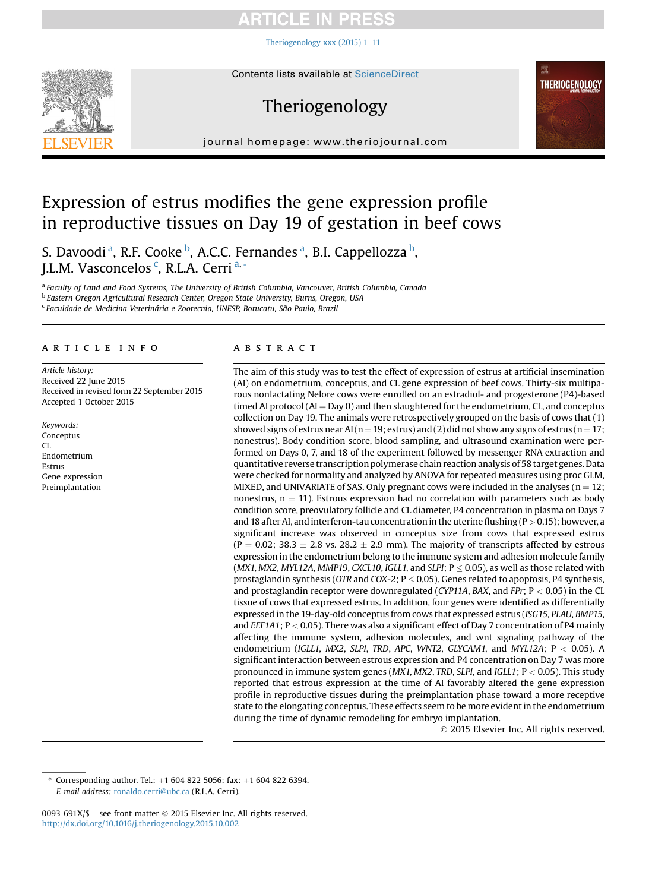# Expression of estrus modifies the gene expression profile in reproductive tissues on Day 19 of gestation in beef cows

S. Davoodi [a], R.F. Cooke [b], A.C.C. Fernandes [a], B.I. Cappellozza [b], J.L.M. Vasconcelos [c], R.L.A. Cerri [a,*]

[a] Faculty of Land and Food Systems, The University of British Columbia, Vancouver, British Columbia, Canada
[b] Eastern Oregon Agricultural Research Center, Oregon State University, Burns, Oregon, USA
[c] Faculdade de Medicina Veterinária e Zootecnia, UNESP, Botucatu, São Paulo, Brazil

## ARTICLE INFO

*Article history:*
Received 22 June 2015
Received in revised form 22 September 2015
Accepted 1 October 2015

*Keywords:*
Conceptus
CL
Endometrium
Estrus
Gene expression
Preimplantation

## ABSTRACT

The aim of this study was to test the effect of expression of estrus at artificial insemination (AI) on endometrium, conceptus, and CL gene expression of beef cows. Thirty-six multiparous nonlactating Nelore cows were enrolled on an estradiol- and progesterone (P4)-based timed AI protocol (AI = Day 0) and then slaughtered for the endometrium, CL, and conceptus collection on Day 19. The animals were retrospectively grouped on the basis of cows that (1) showed signs of estrus near AI (n = 19; estrus) and (2) did not show any signs of estrus (n = 17; nonestrus). Body condition score, blood sampling, and ultrasound examination were performed on Days 0, 7, and 18 of the experiment followed by messenger RNA extraction and quantitative reverse transcription polymerase chain reaction analysis of 58 target genes. Data were checked for normality and analyzed by ANOVA for repeated measures using proc GLM, MIXED, and UNIVARIATE of SAS. Only pregnant cows were included in the analyses (n = 12; nonestrus, n = 11). Estrous expression had no correlation with parameters such as body condition score, preovulatory follicle and CL diameter, P4 concentration in plasma on Days 7 and 18 after AI, and interferon-tau concentration in the uterine flushing ($P > 0.15$); however, a significant increase was observed in conceptus size from cows that expressed estrus ($P = 0.02$; $38.3 \pm 2.8$ vs. $28.2 \pm 2.9$ mm). The majority of transcripts affected by estrous expression in the endometrium belong to the immune system and adhesion molecule family (*MX1*, *MX2*, *MYL12A*, *MMP19*, *CXCL10*, *IGLL1*, and *SLPI*; $P \leq 0.05$), as well as those related with prostaglandin synthesis (*OTR* and *COX-2*; $P \leq 0.05$). Genes related to apoptosis, P4 synthesis, and prostaglandin receptor were downregulated (*CYP11A*, *BAX*, and *FPr*; $P < 0.05$) in the CL tissue of cows that expressed estrus. In addition, four genes were identified as differentially expressed in the 19-day-old conceptus from cows that expressed estrus (*ISG15*, *PLAU*, *BMP15*, and *EEF1A1*; $P < 0.05$). There was also a significant effect of Day 7 concentration of P4 mainly affecting the immune system, adhesion molecules, and wnt signaling pathway of the endometrium (*IGLL1*, *MX2*, *SLPI*, *TRD*, *APC*, *WNT2*, *GLYCAM1*, and *MYL12A*; $P < 0.05$). A significant interaction between estrous expression and P4 concentration on Day 7 was more pronounced in immune system genes (*MX1*, *MX2*, *TRD*, *SLPI*, and *IGLL1*; $P < 0.05$). This study reported that estrous expression at the time of AI favorably altered the gene expression profile in reproductive tissues during the preimplantation phase toward a more receptive state to the elongating conceptus. These effects seem to be more evident in the endometrium during the time of dynamic remodeling for embryo implantation.

© 2015 Elsevier Inc. All rights reserved.

\* Corresponding author. Tel.: +1 604 822 5056; fax: +1 604 822 6394.
*E-mail address:* ronaldo.cerri@ubc.ca (R.L.A. Cerri).

0093-691X/$ – see front matter © 2015 Elsevier Inc. All rights reserved.
http://dx.doi.org/10.1016/j.theriogenology.2015.10.002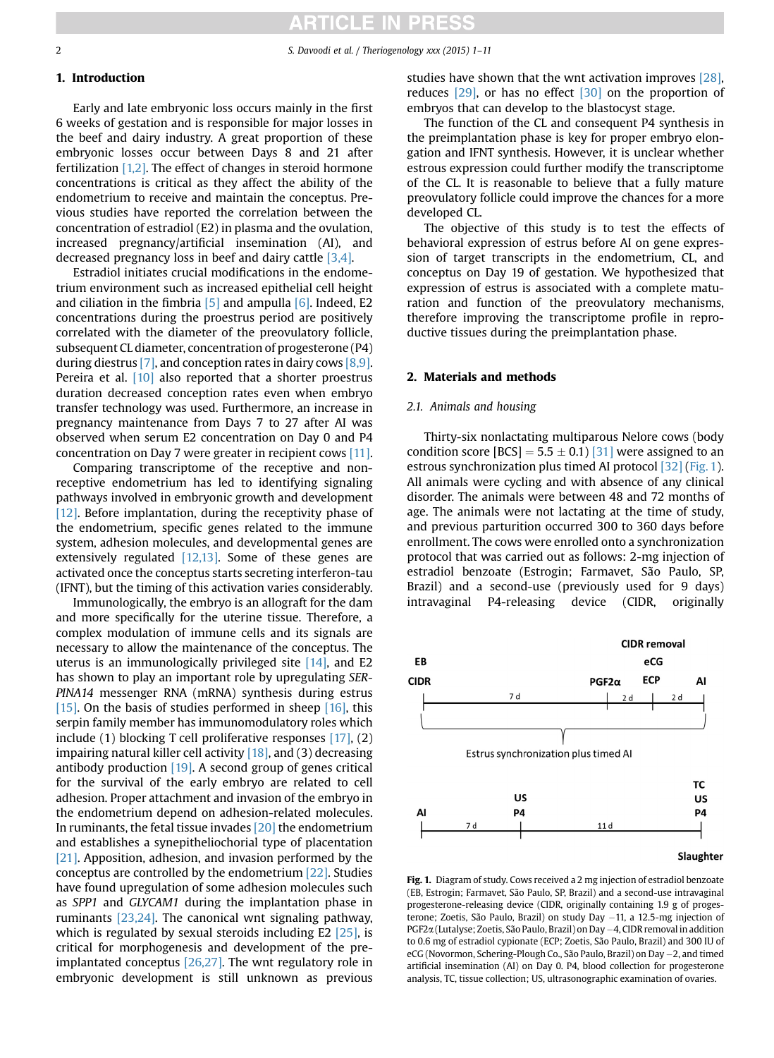## 1. Introduction

Early and late embryonic loss occurs mainly in the first 6 weeks of gestation and is responsible for major losses in the beef and dairy industry. A great proportion of these embryonic losses occur between Days 8 and 21 after fertilization [1,2]. The effect of changes in steroid hormone concentrations is critical as they affect the ability of the endometrium to receive and maintain the conceptus. Previous studies have reported the correlation between the concentration of estradiol (E2) in plasma and the ovulation, increased pregnancy/artificial insemination (AI), and decreased pregnancy loss in beef and dairy cattle [3,4].

Estradiol initiates crucial modifications in the endometrium environment such as increased epithelial cell height and ciliation in the fimbria [5] and ampulla [6]. Indeed, E2 concentrations during the proestrus period are positively correlated with the diameter of the preovulatory follicle, subsequent CL diameter, concentration of progesterone (P4) during diestrus [7], and conception rates in dairy cows [8,9]. Pereira et al. [10] also reported that a shorter proestrus duration decreased conception rates even when embryo transfer technology was used. Furthermore, an increase in pregnancy maintenance from Days 7 to 27 after AI was observed when serum E2 concentration on Day 0 and P4 concentration on Day 7 were greater in recipient cows [11].

Comparing transcriptome of the receptive and nonreceptive endometrium has led to identifying signaling pathways involved in embryonic growth and development [12]. Before implantation, during the receptivity phase of the endometrium, specific genes related to the immune system, adhesion molecules, and developmental genes are extensively regulated [12,13]. Some of these genes are activated once the conceptus starts secreting interferon-tau (IFNT), but the timing of this activation varies considerably.

Immunologically, the embryo is an allograft for the dam and more specifically for the uterine tissue. Therefore, a complex modulation of immune cells and its signals are necessary to allow the maintenance of the conceptus. The uterus is an immunologically privileged site [14], and E2 has shown to play an important role by upregulating *SERPINA14* messenger RNA (mRNA) synthesis during estrus [15]. On the basis of studies performed in sheep [16], this serpin family member has immunomodulatory roles which include (1) blocking T cell proliferative responses [17], (2) impairing natural killer cell activity [18], and (3) decreasing antibody production [19]. A second group of genes critical for the survival of the early embryo are related to cell adhesion. Proper attachment and invasion of the embryo in the endometrium depend on adhesion-related molecules. In ruminants, the fetal tissue invades [20] the endometrium and establishes a synepitheliochorial type of placentation [21]. Apposition, adhesion, and invasion performed by the conceptus are controlled by the endometrium [22]. Studies have found upregulation of some adhesion molecules such as *SPP1* and *GLYCAM1* during the implantation phase in ruminants [23,24]. The canonical wnt signaling pathway, which is regulated by sexual steroids including E2 [25], is critical for morphogenesis and development of the preimplantated conceptus [26,27]. The wnt regulatory role in embryonic development is still unknown as previous studies have shown that the wnt activation improves [28], reduces [29], or has no effect [30] on the proportion of embryos that can develop to the blastocyst stage.

The function of the CL and consequent P4 synthesis in the preimplantation phase is key for proper embryo elongation and IFNT synthesis. However, it is unclear whether estrous expression could further modify the transcriptome of the CL. It is reasonable to believe that a fully mature preovulatory follicle could improve the chances for a more developed CL.

The objective of this study is to test the effects of behavioral expression of estrus before AI on gene expression of target transcripts in the endometrium, CL, and conceptus on Day 19 of gestation. We hypothesized that expression of estrus is associated with a complete maturation and function of the preovulatory mechanisms, therefore improving the transcriptome profile in reproductive tissues during the preimplantation phase.

## 2. Materials and methods

### 2.1. Animals and housing

Thirty-six nonlactating multiparous Nelore cows (body condition score [BCS] = 5.5 ± 0.1) [31] were assigned to an estrous synchronization plus timed AI protocol [32] (Fig. 1). All animals were cycling and with absence of any clinical disorder. The animals were between 48 and 72 months of age. The animals were not lactating at the time of study, and previous parturition occurred 300 to 360 days before enrollment. The cows were enrolled onto a synchronization protocol that was carried out as follows: 2-mg injection of estradiol benzoate (Estrogin; Farmavet, São Paulo, SP, Brazil) and a second-use (previously used for 9 days) intravaginal P4-releasing device (CIDR, originally

EB  
CIDR — 7 d — PGF2α — 2 d — CIDR removal, eCG, ECP — 2 d — AI

Estrus synchronization plus timed AI

AI — 7 d — US, P4 — 11 d — TC, US, P4

Slaughter

**Fig. 1.** Diagram of study. Cows received a 2 mg injection of estradiol benzoate (EB, Estrogin; Farmavet, São Paulo, SP, Brazil) and a second-use intravaginal progesterone-releasing device (CIDR, originally containing 1.9 g of progesterone; Zoetis, São Paulo, Brazil) on study Day −11, a 12.5-mg injection of PGF2α (Lutalyse; Zoetis, São Paulo, Brazil) on Day −4, CIDR removal in addition to 0.6 mg of estradiol cypionate (ECP; Zoetis, São Paulo, Brazil) and 300 IU of eCG (Novormon, Schering-Plough Co., São Paulo, Brazil) on Day −2, and timed artificial insemination (AI) on Day 0. P4, blood collection for progesterone analysis, TC, tissue collection; US, ultrasonographic examination of ovaries.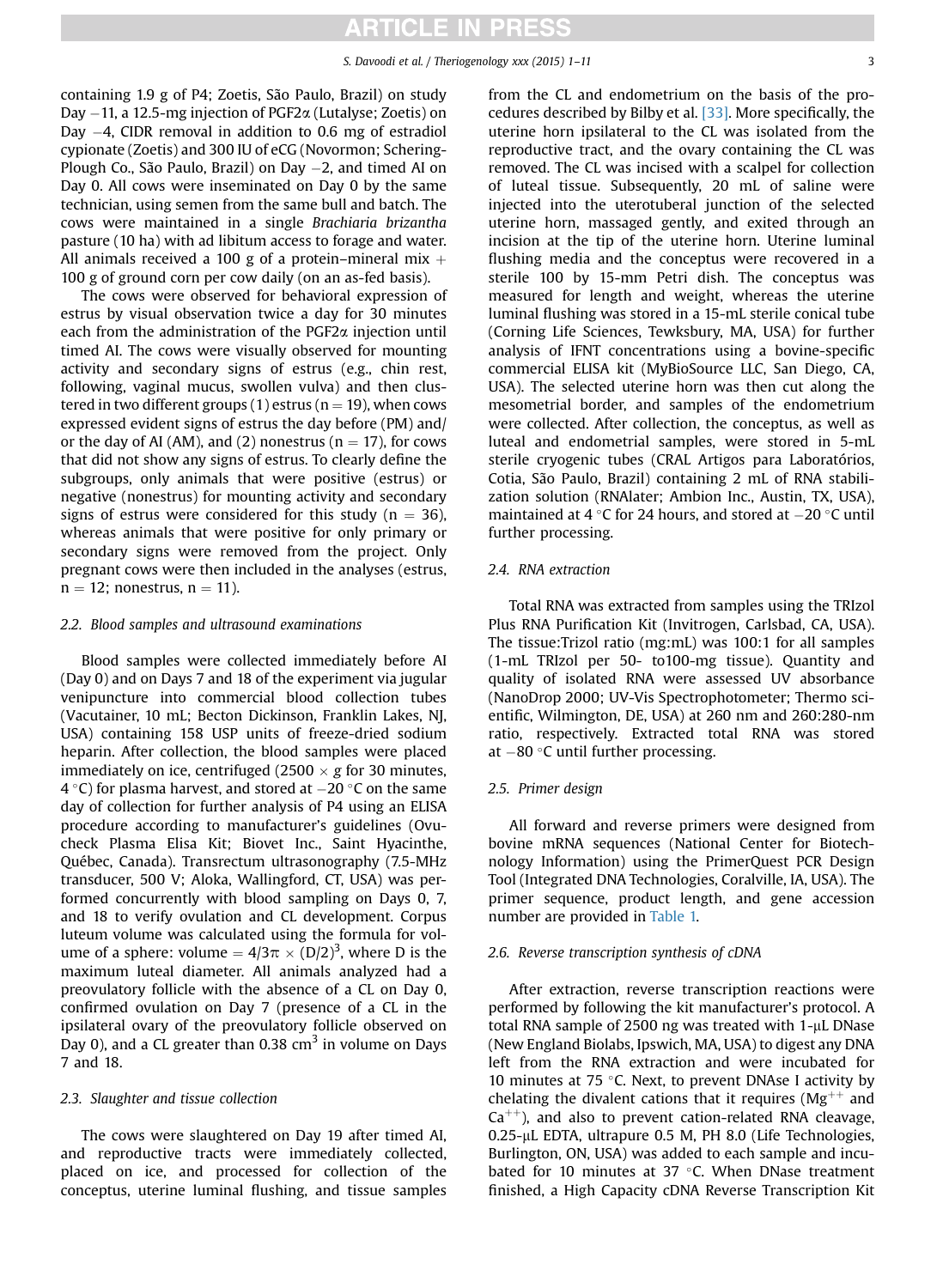containing 1.9 g of P4; Zoetis, São Paulo, Brazil) on study Day −11, a 12.5-mg injection of PGF2α (Lutalyse; Zoetis) on Day −4, CIDR removal in addition to 0.6 mg of estradiol cypionate (Zoetis) and 300 IU of eCG (Novormon; Schering-Plough Co., São Paulo, Brazil) on Day −2, and timed AI on Day 0. All cows were inseminated on Day 0 by the same technician, using semen from the same bull and batch. The cows were maintained in a single *Brachiaria brizantha* pasture (10 ha) with ad libitum access to forage and water. All animals received a 100 g of a protein–mineral mix + 100 g of ground corn per cow daily (on an as-fed basis).

The cows were observed for behavioral expression of estrus by visual observation twice a day for 30 minutes each from the administration of the PGF2α injection until timed AI. The cows were visually observed for mounting activity and secondary signs of estrus (e.g., chin rest, following, vaginal mucus, swollen vulva) and then clustered in two different groups (1) estrus (n = 19), when cows expressed evident signs of estrus the day before (PM) and/or the day of AI (AM), and (2) nonestrus (n = 17), for cows that did not show any signs of estrus. To clearly define the subgroups, only animals that were positive (estrus) or negative (nonestrus) for mounting activity and secondary signs of estrus were considered for this study (n = 36), whereas animals that were positive for only primary or secondary signs were removed from the project. Only pregnant cows were then included in the analyses (estrus, n = 12; nonestrus, n = 11).

### 2.2. Blood samples and ultrasound examinations

Blood samples were collected immediately before AI (Day 0) and on Days 7 and 18 of the experiment via jugular venipuncture into commercial blood collection tubes (Vacutainer, 10 mL; Becton Dickinson, Franklin Lakes, NJ, USA) containing 158 USP units of freeze-dried sodium heparin. After collection, the blood samples were placed immediately on ice, centrifuged (2500 × g for 30 minutes, 4 °C) for plasma harvest, and stored at −20 °C on the same day of collection for further analysis of P4 using an ELISA procedure according to manufacturer's guidelines (Ovucheck Plasma Elisa Kit; Biovet Inc., Saint Hyacinthe, Québec, Canada). Transrectum ultrasonography (7.5-MHz transducer, 500 V; Aloka, Wallingford, CT, USA) was performed concurrently with blood sampling on Days 0, 7, and 18 to verify ovulation and CL development. Corpus luteum volume was calculated using the formula for volume of a sphere: volume $= 4/3\pi \times (D/2)^3$, where D is the maximum luteal diameter. All animals analyzed had a preovulatory follicle with the absence of a CL on Day 0, confirmed ovulation on Day 7 (presence of a CL in the ipsilateral ovary of the preovulatory follicle observed on Day 0), and a CL greater than 0.38 $cm^3$ in volume on Days 7 and 18.

### 2.3. Slaughter and tissue collection

The cows were slaughtered on Day 19 after timed AI, and reproductive tracts were immediately collected, placed on ice, and processed for collection of the conceptus, uterine luminal flushing, and tissue samples from the CL and endometrium on the basis of the procedures described by Bilby et al. [33]. More specifically, the uterine horn ipsilateral to the CL was isolated from the reproductive tract, and the ovary containing the CL was removed. The CL was incised with a scalpel for collection of luteal tissue. Subsequently, 20 mL of saline were injected into the uterotuberal junction of the selected uterine horn, massaged gently, and exited through an incision at the tip of the uterine horn. Uterine luminal flushing media and the conceptus were recovered in a sterile 100 by 15-mm Petri dish. The conceptus was measured for length and weight, whereas the uterine luminal flushing was stored in a 15-mL sterile conical tube (Corning Life Sciences, Tewksbury, MA, USA) for further analysis of IFNT concentrations using a bovine-specific commercial ELISA kit (MyBioSource LLC, San Diego, CA, USA). The selected uterine horn was then cut along the mesometrial border, and samples of the endometrium were collected. After collection, the conceptus, as well as luteal and endometrial samples, were stored in 5-mL sterile cryogenic tubes (CRAL Artigos para Laboratórios, Cotia, São Paulo, Brazil) containing 2 mL of RNA stabilization solution (RNAlater; Ambion Inc., Austin, TX, USA), maintained at 4 °C for 24 hours, and stored at −20 °C until further processing.

### 2.4. RNA extraction

Total RNA was extracted from samples using the TRIzol Plus RNA Purification Kit (Invitrogen, Carlsbad, CA, USA). The tissue:Trizol ratio (mg:mL) was 100:1 for all samples (1-mL TRIzol per 50- to100-mg tissue). Quantity and quality of isolated RNA were assessed UV absorbance (NanoDrop 2000; UV-Vis Spectrophotometer; Thermo scientific, Wilmington, DE, USA) at 260 nm and 260:280-nm ratio, respectively. Extracted total RNA was stored at −80 °C until further processing.

### 2.5. Primer design

All forward and reverse primers were designed from bovine mRNA sequences (National Center for Biotechnology Information) using the PrimerQuest PCR Design Tool (Integrated DNA Technologies, Coralville, IA, USA). The primer sequence, product length, and gene accession number are provided in Table 1.

### 2.6. Reverse transcription synthesis of cDNA

After extraction, reverse transcription reactions were performed by following the kit manufacturer's protocol. A total RNA sample of 2500 ng was treated with 1-μL DNase (New England Biolabs, Ipswich, MA, USA) to digest any DNA left from the RNA extraction and were incubated for 10 minutes at 75 °C. Next, to prevent DNAse I activity by chelating the divalent cations that it requires ($Mg^{++}$ and $Ca^{++}$), and also to prevent cation-related RNA cleavage, 0.25-μL EDTA, ultrapure 0.5 M, PH 8.0 (Life Technologies, Burlington, ON, USA) was added to each sample and incubated for 10 minutes at 37 °C. When DNase treatment finished, a High Capacity cDNA Reverse Transcription Kit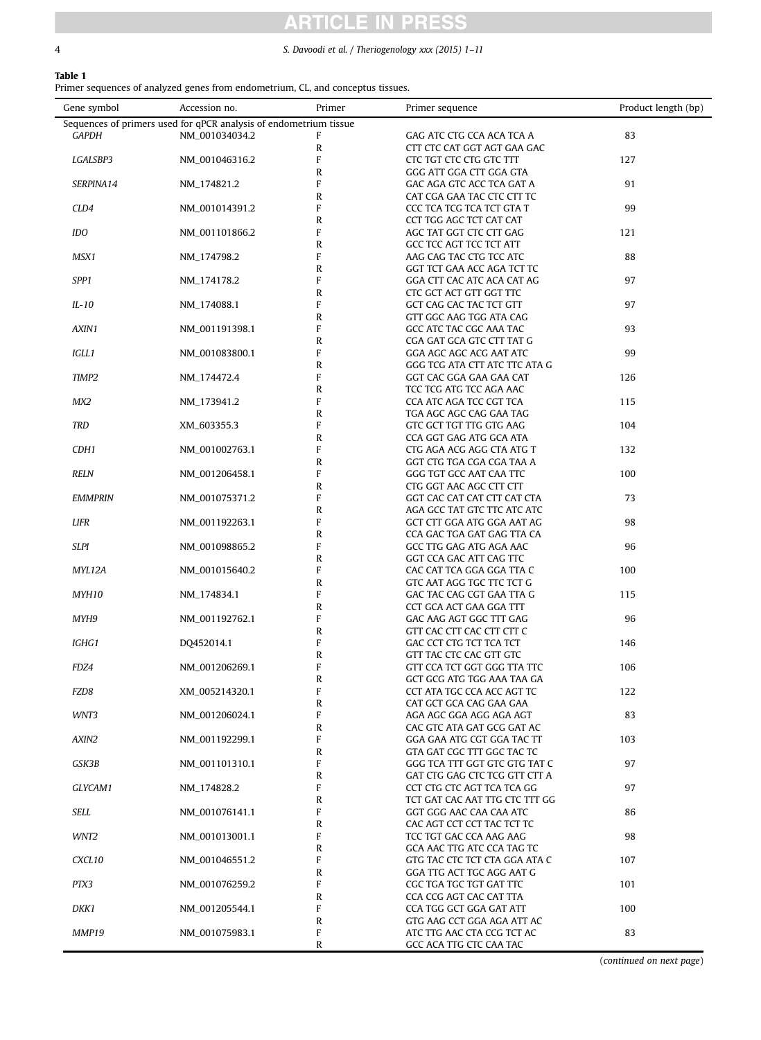**Table 1**
Primer sequences of analyzed genes from endometrium, CL, and conceptus tissues.

| Gene symbol | Accession no. | Primer | Primer sequence | Product length (bp) |
|---|---|---|---|---|
| Sequences of primers used for qPCR analysis of endometrium tissue | | | | |
| *GAPDH* | NM_001034034.2 | F | GAG ATC CTG CCA ACA TCA A | 83 |
| | | R | CTT CTC CAT GGT AGT GAA GAC | |
| *LGALSBP3* | NM_001046316.2 | F | CTC TGT CTC CTG GTC TTT | 127 |
| | | R | GGG ATT GGA CTT GGA GTA | |
| *SERPINA14* | NM_174821.2 | F | GAC AGA GTC ACC TCA GAT A | 91 |
| | | R | CAT CGA GAA TAC CTC CTT TC | |
| *CLD4* | NM_001014391.2 | F | CCC TCA TCG TCA TCT GTA T | 99 |
| | | R | CCT TGG AGC TCT CAT CAT | |
| *IDO* | NM_001101866.2 | F | AGC TAT GGT CTC CTT GAG | 121 |
| | | R | GCC TCC AGT TCC TCT ATT | |
| *MSX1* | NM_174798.2 | F | AAG CAG TAC CTG TCC ATC | 88 |
| | | R | GGT TCT GAA ACC AGA TCT TC | |
| *SPP1* | NM_174178.2 | F | GGA CTT CAC ATC ACA CAT AG | 97 |
| | | R | CTC GCT ACT GTT GGT TTC | |
| *IL-10* | NM_174088.1 | F | GCT CAG CAC TAC TCT GTT | 97 |
| | | R | GTT GGC AAG TGG ATA CAG | |
| *AXIN1* | NM_001191398.1 | F | GCC ATC TAC CGC AAA TAC | 93 |
| | | R | CGA GAT GCA GTC CTT TAT G | |
| *IGLL1* | NM_001083800.1 | F | GGA AGC AGC ACG AAT ATC | 99 |
| | | R | GGG TCG ATA CTT ATC TTC ATA G | |
| *TIMP2* | NM_174472.4 | F | GGT CAC GGA GAA GAA CAT | 126 |
| | | R | TCC TCG ATG TCC AGA AAC | |
| *MX2* | NM_173941.2 | F | CCA ATC AGA TCC CGT TCA | 115 |
| | | R | TGA AGC AGC CAG GAA TAG | |
| *TRD* | XM_603355.3 | F | GTC GCT TGT TTG GTG AAG | 104 |
| | | R | CCA GGT GAG ATG GCA ATA | |
| *CDH1* | NM_001002763.1 | F | CTG AGA ACG AGG CTA ATG T | 132 |
| | | R | GGT CTG TGA CGA CGA TAA A | |
| *RELN* | NM_001206458.1 | F | GGG TGT GCC AAT CAA TTC | 100 |
| | | R | CTG GGT AAC AGC CTT CTT | |
| *EMMPRIN* | NM_001075371.2 | F | GGT CAC CAT CAT CTT CAT CTA | 73 |
| | | R | AGA GCC TAT GTC TTC ATC ATC | |
| *LIFR* | NM_001192263.1 | F | GCT CTT GGA ATG GGA AAT AG | 98 |
| | | R | CCA GAC TGA GAT GAG TTA CA | |
| *SLPI* | NM_001098865.2 | F | GCC TTG GAG ATG AGA AAC | 96 |
| | | R | GGT CCA GAC ATT CAG TTC | |
| *MYL12A* | NM_001015640.2 | F | CAC CAT TCA GGA GGA TTA C | 100 |
| | | R | GTC AAT AGG TGC TTC TCT G | |
| *MYH10* | NM_174834.1 | F | GAC TAC CAG CGT GAA TTA G | 115 |
| | | R | CCT GCA ACT GAA GGA TTT | |
| *MYH9* | NM_001192762.1 | F | GAC AAG AGT GGC TTT GAG | 96 |
| | | R | GTT CAC CTT CAC CTT CTT C | |
| *IGHG1* | DQ452014.1 | F | GAC CCT CTG TCT TCA TCT | 146 |
| | | R | GTT TAC CTC CAC GTT GTC | |
| *FDZ4* | NM_001206269.1 | F | GTT CCA TCT GGT GGG TTA TTC | 106 |
| | | R | GCT GCG ATG TGG AAA TAA GA | |
| *FZD8* | XM_005214320.1 | F | CCT ATA TGC CCA ACC AGT TC | 122 |
| | | R | CAT GCT GCA CAG GAA GAA | |
| *WNT3* | NM_001206024.1 | F | AGA AGC GGA AGG AGA AGT | 83 |
| | | R | CAC GTC ATA GAT GCG GAT AC | |
| *AXIN2* | NM_001192299.1 | F | GGA GAA ATG CGT GGA TAC TT | 103 |
| | | R | GTA GAT CGC TTT GGC TAC TC | |
| *GSK3B* | NM_001101310.1 | F | GGG TCA TTT GGT GTC GTG TAT C | 97 |
| | | R | GAT CTG GAG CTC TCG GTT CTT A | |
| *GLYCAM1* | NM_174828.2 | F | CCT CTG CTC AGT TCA TCA GG | 97 |
| | | R | TCT GAT CAC AAT TTG CTC TTT GG | |
| *SELL* | NM_001076141.1 | F | GGT GGG AAC CAA CAA ATC | 86 |
| | | R | CAC AGT CCT CCT TAC TCT TC | |
| *WNT2* | NM_001013001.1 | F | TCC TGT GAC CCA AAG AAG | 98 |
| | | R | GCA AAC TTG ATC CCA TAG TC | |
| *CXCL10* | NM_001046551.2 | F | GTG TAC CTC TCT CTA GGA ATA C | 107 |
| | | R | GGA TTG ACT TGC AGG AAT G | |
| *PTX3* | NM_001076259.2 | F | CGC TGA TGC TGT GAT TTC | 101 |
| | | R | CCA CCG AGT CAC CAT TTA | |
| *DKK1* | NM_001205544.1 | F | CCA TGG GCT GGA GAT ATT | 100 |
| | | R | GTG AAG CCT GGA AGA ATT AC | |
| *MMP19* | NM_001075983.1 | F | ATC TTG AAC CTA CCG TCT AC | 83 |
| | | R | GCC ACA TTG CTC CAA TAC | |

(*continued on next page*)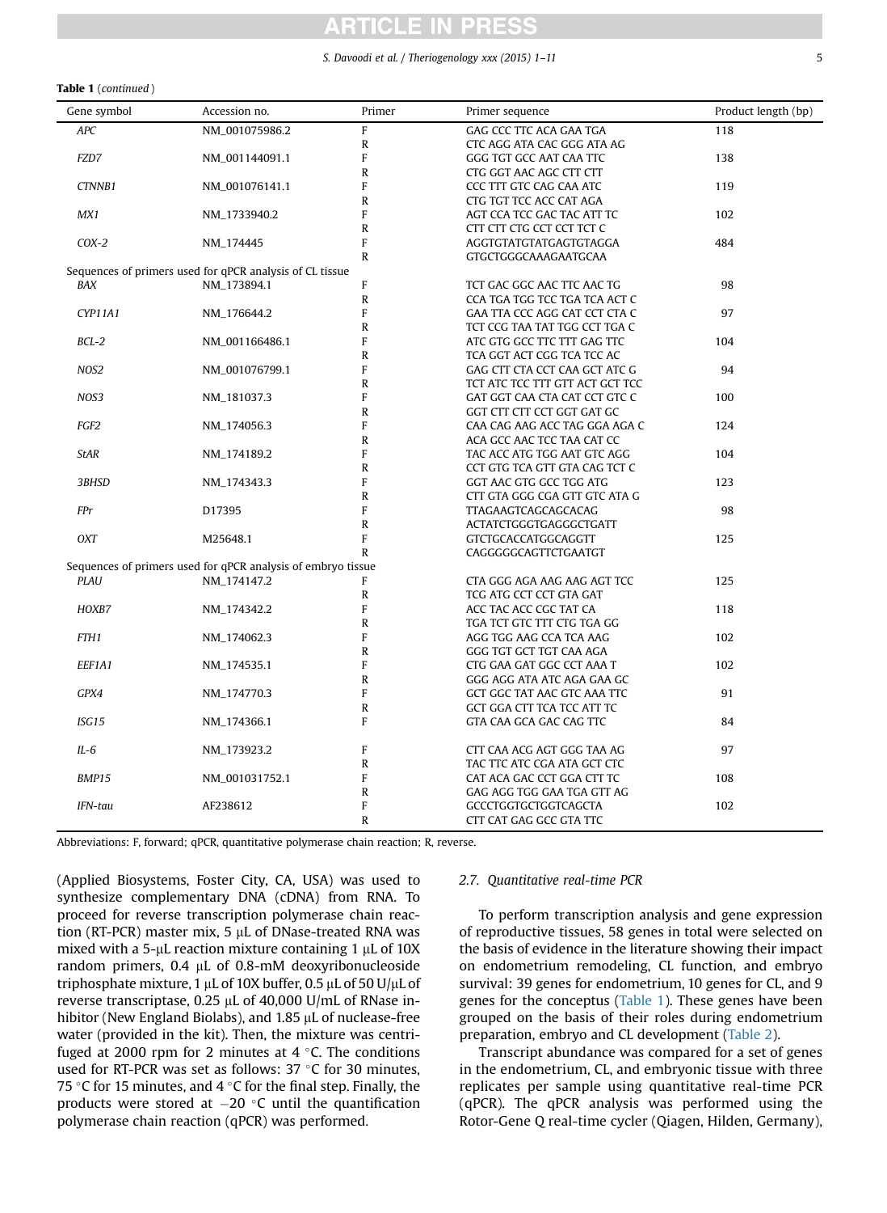**Table 1** (*continued*)

| Gene symbol | Accession no. | Primer | Primer sequence | Product length (bp) |
|---|---|---|---|---|
| *APC* | NM_001075986.2 | F | GAG CCC TTC ACA GAA TGA | 118 |
| | | R | CTC AGG ATA CAC GGG ATA AG | |
| *FZD7* | NM_001144091.1 | F | GGG TGT GCC AAT CAA TTC | 138 |
| | | R | CTG GGT AAC AGC CTT CTT | |
| *CTNNB1* | NM_001076141.1 | F | CCC TTT GTC CAG CAA ATC | 119 |
| | | R | CTG TGT TCC ACC CAT AGA | |
| *MX1* | NM_1733940.2 | F | AGT CCA TCC GAC TAC ATT TC | 102 |
| | | R | CTT CTT CTG CCT CCT TCT C | |
| *COX-2* | NM_174445 | F | AGGTGTATGTATGAGTGTAGGA | 484 |
| | | R | GTGCTGGGCAAAGAATGCAA | |
| Sequences of primers used for qPCR analysis of CL tissue | | | | |
| *BAX* | NM_173894.1 | F | TCT GAC GGC AAC TTC AAC TG | 98 |
| | | R | CCA TGA TGG TCC TGA TCA ACT C | |
| *CYP11A1* | NM_176644.2 | F | GAA TTA CCC AGG CAT CCT CTA C | 97 |
| | | R | TCT CCG TAA TAT TGG CCT TGA C | |
| *BCL-2* | NM_001166486.1 | F | ATC GTG GCC TTC TTT GAG TTC | 104 |
| | | R | TCA GGT ACT CGG TCA TCC AC | |
| *NOS2* | NM_001076799.1 | F | GAG CTT CTA CCT CAA GCT ATC G | 94 |
| | | R | TCT ATC TCC TTT GTT ACT GCT TCC | |
| *NOS3* | NM_181037.3 | F | GAT GGT CAA CTA CAT CCT GTC C | 100 |
| | | R | GGT CTT CTT CCT GGT GAT GC | |
| *FGF2* | NM_174056.3 | F | CAA CAG AAG ACC TAG GGA AGA C | 124 |
| | | R | ACA GCC AAC TCC TAA CAT CC | |
| *StAR* | NM_174189.2 | F | TAC ACC ATG TGG AAT GTC AGG | 104 |
| | | R | CCT GTG TCA GTT GTA CAG TCT C | |
| *3BHSD* | NM_174343.3 | F | GGT AAC GTG GCC TGG ATG | 123 |
| | | R | CTT GTA GGG CGA GTT GTC ATA G | |
| *FPr* | D17395 | F | TTAGAAGTCAGCAGCACAG | 98 |
| | | R | ACTATCTGGGTGAGGGCTGATT | |
| *OXT* | M25648.1 | F | GTCTGCACCATGGCAGGTT | 125 |
| | | R | CAGGGGGCAGTTCTGAATGT | |
| Sequences of primers used for qPCR analysis of embryo tissue | | | | |
| *PLAU* | NM_174147.2 | F | CTA GGG AGA AAG AAG AGT TCC | 125 |
| | | R | TCG ATG CCT CCT GTA GAT | |
| *HOXB7* | NM_174342.2 | F | ACC TAC ACC CGC TAT CA | 118 |
| | | R | TGA TCT GTC TTT CTG TGA GG | |
| *FTH1* | NM_174062.3 | F | AGG TGG AAG CCA TCA AAG | 102 |
| | | R | GGG TGT GCT TGT CAA AGA | |
| *EEF1A1* | NM_174535.1 | F | CTG GAA GAT GGC CCT AAA T | 102 |
| | | R | GGG AGG ATA ATC AGA GAA GC | |
| *GPX4* | NM_174770.3 | F | GCT GGC TAT AAC GTC AAA TTC | 91 |
| | | R | GCT GGA CTT TCA TCC ATT TC | |
| *ISG15* | NM_174366.1 | F | GTA CAA GCA GAC CAG TTC | 84 |
| *IL-6* | NM_173923.2 | F | CTT CAA ACG AGT GGG TAA AG | 97 |
| | | R | TAC TTC ATC CGA ATA GCT CTC | |
| *BMP15* | NM_001031752.1 | F | CAT ACA GAC CCT GGA CTT TC | 108 |
| | | R | GAG AGG TGG GAA TGA GTT AG | |
| *IFN-tau* | AF238612 | F | GCCCTGGTGCTGGTCAGCTA | 102 |
| | | R | CTT CAT GAG GCC GTA TTC | |

Abbreviations: F, forward; qPCR, quantitative polymerase chain reaction; R, reverse.

(Applied Biosystems, Foster City, CA, USA) was used to synthesize complementary DNA (cDNA) from RNA. To proceed for reverse transcription polymerase chain reaction (RT-PCR) master mix, 5 μL of DNase-treated RNA was mixed with a 5-μL reaction mixture containing 1 μL of 10X random primers, 0.4 μL of 0.8-mM deoxyribonucleoside triphosphate mixture, 1 μL of 10X buffer, 0.5 μL of 50 U/μL of reverse transcriptase, 0.25 μL of 40,000 U/mL of RNase inhibitor (New England Biolabs), and 1.85 μL of nuclease-free water (provided in the kit). Then, the mixture was centrifuged at 2000 rpm for 2 minutes at 4 °C. The conditions used for RT-PCR was set as follows: 37 °C for 30 minutes, 75 °C for 15 minutes, and 4 °C for the final step. Finally, the products were stored at −20 °C until the quantification polymerase chain reaction (qPCR) was performed.

### 2.7. Quantitative real-time PCR

To perform transcription analysis and gene expression of reproductive tissues, 58 genes in total were selected on the basis of evidence in the literature showing their impact on endometrium remodeling, CL function, and embryo survival: 39 genes for endometrium, 10 genes for CL, and 9 genes for the conceptus (Table 1). These genes have been grouped on the basis of their roles during endometrium preparation, embryo and CL development (Table 2).

Transcript abundance was compared for a set of genes in the endometrium, CL, and embryonic tissue with three replicates per sample using quantitative real-time PCR (qPCR). The qPCR analysis was performed using the Rotor-Gene Q real-time cycler (Qiagen, Hilden, Germany),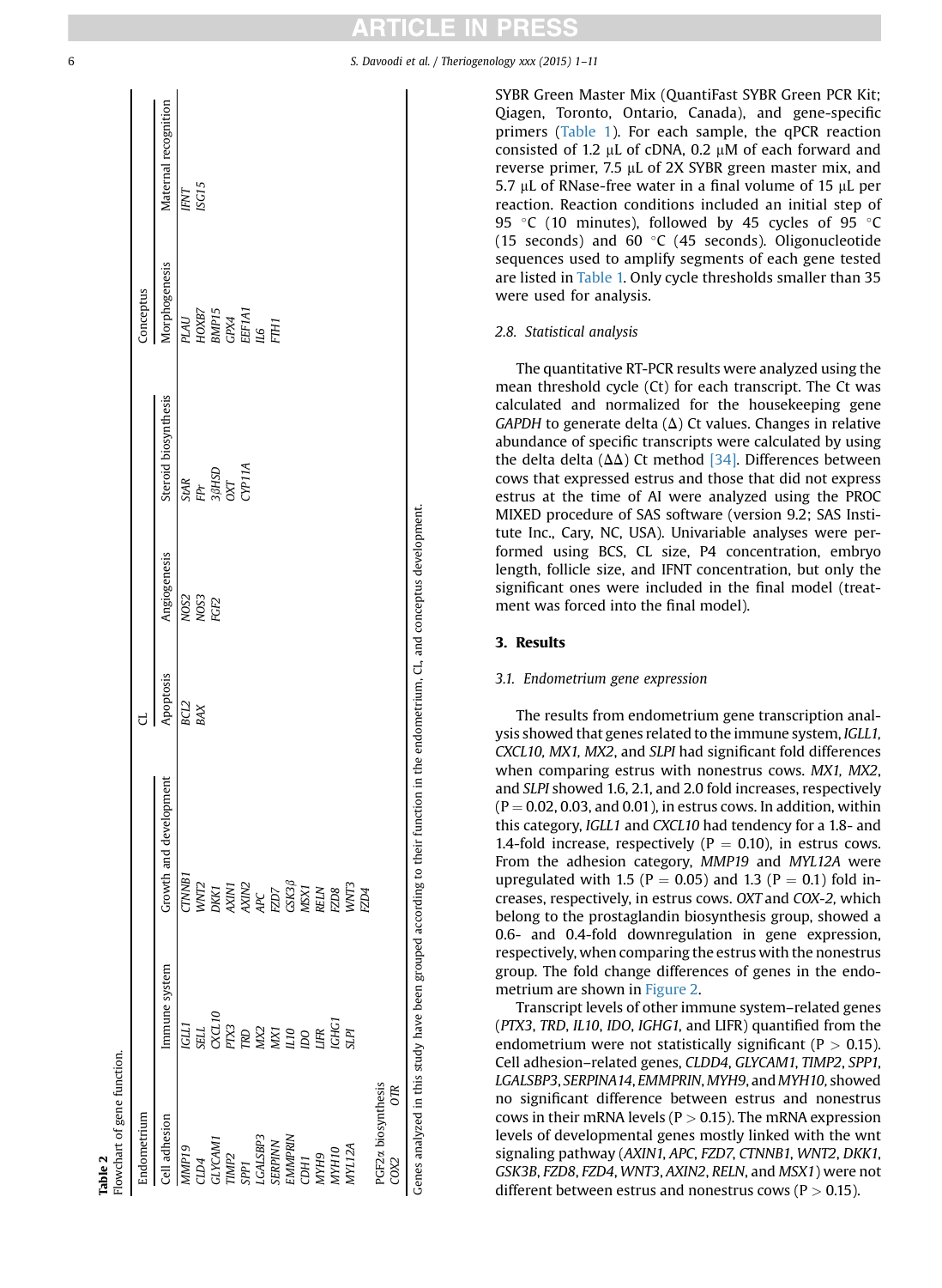**Table 2**
Flowchart of gene function.

| Endometrium | | CL | | | Conceptus | |
|---|---|---|---|---|---|---|
| Cell adhesion | Immune system | Growth and development | Apoptosis | Angiogenesis | Steroid biosynthesis | Morphogenesis | Maternal recognition |
| *MMP19* | *IGLL1* | *CTNNB1* | *BCL2* | *NOS2* | *StAR* | *PLAU* | *IFNT* |
| *CLD4* | *SELL* | *WNT2* | *BAX* | *NOS3* | *FPr* | *HOXB7* | *ISG15* |
| *GLYCAM1* | *CXCL10* | *DKK1* | | *FGF2* | *3βHSD* | *BMP15* | |
| *TIMP2* | *PTX3* | *AXIN1* | | | *OXT* | *GPX4* | |
| *SPP1* | *TRD* | *AXIN2* | | | *CYP11A* | *EEF1A1* | |
| *LGALSBP3* | *MX2* | *APC* | | | | *IL6* | |
| *SERPINN* | *MX1* | *FZD7* | | | | *FTH1* | |
| *EMMPRIN* | *IL10* | *GSK3β* | | | | | |
| *CDH1* | *IDO* | *MSX1* | | | | | |
| *MYH9* | *LIFR* | *RELN* | | | | | |
| *MYH10* | *IGHG1* | *FZD8* | | | | | |
| *MYL12A* | *SLPI* | *WNT3* | | | | | |
| | | *FZD4* | | | | | |
| PGF2α biosynthesis | | | | | | | |
| *COX2* *OTR* | | | | | | | |

Genes analyzed in this study have been grouped according to their function in the endometrium, CL, and conceptus development.

SYBR Green Master Mix (QuantiFast SYBR Green PCR Kit; Qiagen, Toronto, Ontario, Canada), and gene-specific primers (Table 1). For each sample, the qPCR reaction consisted of 1.2 μL of cDNA, 0.2 μM of each forward and reverse primer, 7.5 μL of 2X SYBR green master mix, and 5.7 μL of RNase-free water in a final volume of 15 μL per reaction. Reaction conditions included an initial step of 95 °C (10 minutes), followed by 45 cycles of 95 °C (15 seconds) and 60 °C (45 seconds). Oligonucleotide sequences used to amplify segments of each gene tested are listed in Table 1. Only cycle thresholds smaller than 35 were used for analysis.

### 2.8. Statistical analysis

The quantitative RT-PCR results were analyzed using the mean threshold cycle (Ct) for each transcript. The Ct was calculated and normalized for the housekeeping gene *GAPDH* to generate delta (Δ) Ct values. Changes in relative abundance of specific transcripts were calculated by using the delta delta (ΔΔ) Ct method [34]. Differences between cows that expressed estrus and those that did not express estrus at the time of AI were analyzed using the PROC MIXED procedure of SAS software (version 9.2; SAS Institute Inc., Cary, NC, USA). Univariable analyses were performed using BCS, CL size, P4 concentration, embryo length, follicle size, and IFNT concentration, but only the significant ones were included in the final model (treatment was forced into the final model).

## 3. Results

### 3.1. Endometrium gene expression

The results from endometrium gene transcription analysis showed that genes related to the immune system, *IGLL1, CXCL10, MX1, MX2*, and *SLPI* had significant fold differences when comparing estrus with nonestrus cows. *MX1, MX2*, and *SLPI* showed 1.6, 2.1, and 2.0 fold increases, respectively ($P = 0.02$, 0.03, and 0.01), in estrus cows. In addition, within this category, *IGLL1* and *CXCL10* had tendency for a 1.8- and 1.4-fold increase, respectively ($P = 0.10$), in estrus cows. From the adhesion category, *MMP19* and *MYL12A* were upregulated with 1.5 ($P = 0.05$) and 1.3 ($P = 0.1$) fold increases, respectively, in estrus cows. *OXT* and *COX-2*, which belong to the prostaglandin biosynthesis group, showed a 0.6- and 0.4-fold downregulation in gene expression, respectively, when comparing the estrus with the nonestrus group. The fold change differences of genes in the endometrium are shown in Figure 2.

Transcript levels of other immune system–related genes (*PTX3, TRD, IL10, IDO, IGHG1*, and LIFR) quantified from the endometrium were not statistically significant ($P > 0.15$). Cell adhesion–related genes, *CLDD4, GLYCAM1, TIMP2, SPP1, LGALSBP3, SERPINA14, EMMPRIN, MYH9*, and *MYH10*, showed no significant difference between estrus and nonestrus cows in their mRNA levels ($P > 0.15$). The mRNA expression levels of developmental genes mostly linked with the wnt signaling pathway (*AXIN1, APC, FZD7, CTNNB1, WNT2, DKK1, GSK3B, FZD8, FZD4, WNT3, AXIN2, RELN*, and *MSX1*) were not different between estrus and nonestrus cows ($P > 0.15$).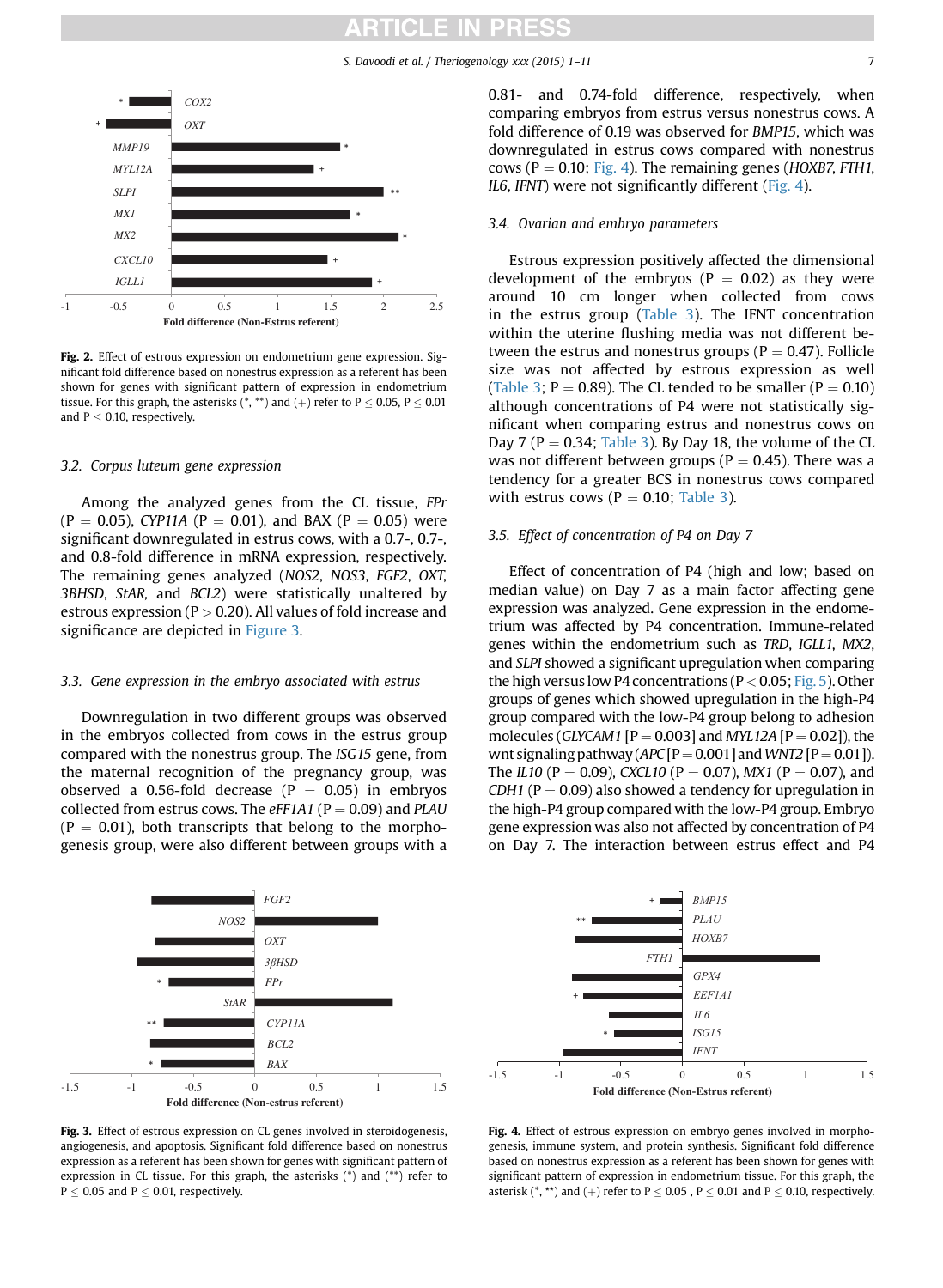Fig. 2. Effect of estrous expression on endometrium gene expression. Significant fold difference based on nonestrus expression as a referent has been shown for genes with significant pattern of expression in endometrium tissue. For this graph, the asterisks (*, **) and (+) refer to P ≤ 0.05, P ≤ 0.01 and P ≤ 0.10, respectively.

### 3.2. Corpus luteum gene expression

Among the analyzed genes from the CL tissue, *FPr* (P = 0.05), *CYP11A* (P = 0.01), and BAX (P = 0.05) were significant downregulated in estrus cows, with a 0.7-, 0.7-, and 0.8-fold difference in mRNA expression, respectively. The remaining genes analyzed (*NOS2*, *NOS3*, *FGF2*, *OXT*, *3BHSD*, *StAR*, and *BCL2*) were statistically unaltered by estrous expression (P > 0.20). All values of fold increase and significance are depicted in Figure 3.

### 3.3. Gene expression in the embryo associated with estrus

Downregulation in two different groups was observed in the embryos collected from cows in the estrus group compared with the nonestrus group. The *ISG15* gene, from the maternal recognition of the pregnancy group, was observed a 0.56-fold decrease (P = 0.05) in embryos collected from estrus cows. The *eFF1A1* (P = 0.09) and *PLAU* (P = 0.01), both transcripts that belong to the morphogenesis group, were also different between groups with a 0.81- and 0.74-fold difference, respectively, when comparing embryos from estrus versus nonestrus cows. A fold difference of 0.19 was observed for *BMP15*, which was downregulated in estrus cows compared with nonestrus cows (P = 0.10; Fig. 4). The remaining genes (*HOXB7*, *FTH1*, *IL6*, *IFNT*) were not significantly different (Fig. 4).

### 3.4. Ovarian and embryo parameters

Estrous expression positively affected the dimensional development of the embryos (P = 0.02) as they were around 10 cm longer when collected from cows in the estrus group (Table 3). The IFNT concentration within the uterine flushing media was not different between the estrus and nonestrus groups (P = 0.47). Follicle size was not affected by estrous expression as well (Table 3; P = 0.89). The CL tended to be smaller (P = 0.10) although concentrations of P4 were not statistically significant when comparing estrus and nonestrus cows on Day 7 (P = 0.34; Table 3). By Day 18, the volume of the CL was not different between groups (P = 0.45). There was a tendency for a greater BCS in nonestrus cows compared with estrus cows (P = 0.10; Table 3).

### 3.5. Effect of concentration of P4 on Day 7

Effect of concentration of P4 (high and low; based on median value) on Day 7 as a main factor affecting gene expression was analyzed. Gene expression in the endometrium was affected by P4 concentration. Immune-related genes within the endometrium such as *TRD*, *IGLL1*, *MX2*, and *SLPI* showed a significant upregulation when comparing the high versus low P4 concentrations (P < 0.05; Fig. 5). Other groups of genes which showed upregulation in the high-P4 group compared with the low-P4 group belong to adhesion molecules (*GLYCAM1* [P = 0.003] and *MYL12A* [P = 0.02]), the wnt signaling pathway (*APC* [P = 0.001] and *WNT2* [P = 0.01]). The *IL10* (P = 0.09), *CXCL10* (P = 0.07), *MX1* (P = 0.07), and *CDH1* (P = 0.09) also showed a tendency for upregulation in the high-P4 group compared with the low-P4 group. Embryo gene expression was also not affected by concentration of P4 on Day 7. The interaction between estrus effect and P4

Fig. 3. Effect of estrous expression on CL genes involved in steroidogenesis, angiogenesis, and apoptosis. Significant fold difference based on nonestrus expression as a referent has been shown for genes with significant pattern of expression in CL tissue. For this graph, the asterisks (*) and (**) refer to P ≤ 0.05 and P ≤ 0.01, respectively.

Fig. 4. Effect of estrous expression on embryo genes involved in morphogenesis, immune system, and protein synthesis. Significant fold difference based on nonestrus expression as a referent has been shown for genes with significant pattern of expression in endometrium tissue. For this graph, the asterisk (*, **) and (+) refer to P ≤ 0.05 , P ≤ 0.01 and P ≤ 0.10, respectively.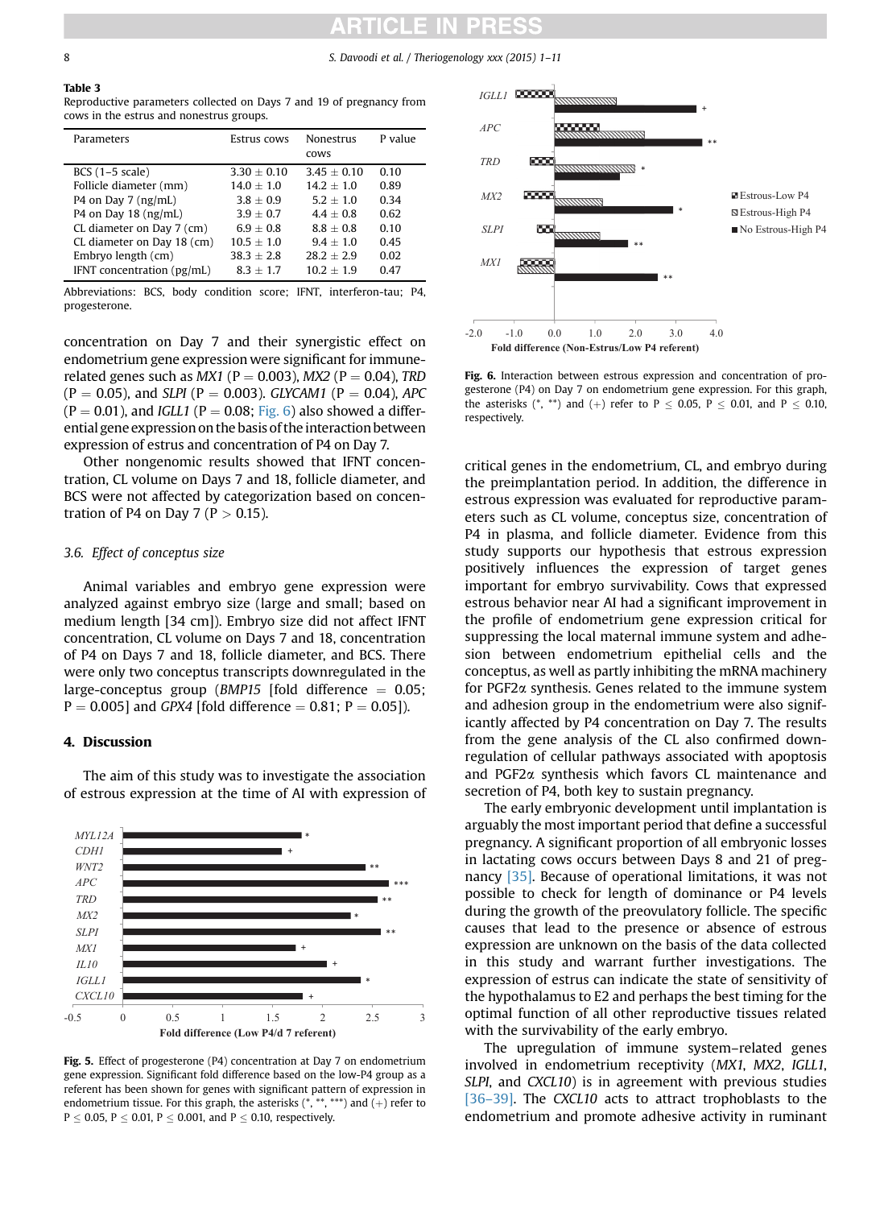**Table 3**
Reproductive parameters collected on Days 7 and 19 of pregnancy from cows in the estrus and nonestrus groups.

| Parameters | Estrus cows | Nonestrus cows | P value |
|---|---|---|---|
| BCS (1–5 scale) | 3.30 ± 0.10 | 3.45 ± 0.10 | 0.10 |
| Follicle diameter (mm) | 14.0 ± 1.0 | 14.2 ± 1.0 | 0.89 |
| P4 on Day 7 (ng/mL) | 3.8 ± 0.9 | 5.2 ± 1.0 | 0.34 |
| P4 on Day 18 (ng/mL) | 3.9 ± 0.7 | 4.4 ± 0.8 | 0.62 |
| CL diameter on Day 7 (cm) | 6.9 ± 0.8 | 8.8 ± 0.8 | 0.10 |
| CL diameter on Day 18 (cm) | 10.5 ± 1.0 | 9.4 ± 1.0 | 0.45 |
| Embryo length (cm) | 38.3 ± 2.8 | 28.2 ± 2.9 | 0.02 |
| IFNT concentration (pg/mL) | 8.3 ± 1.7 | 10.2 ± 1.9 | 0.47 |

Abbreviations: BCS, body condition score; IFNT, interferon-tau; P4, progesterone.

concentration on Day 7 and their synergistic effect on endometrium gene expression were significant for immune-related genes such as *MX1* (P = 0.003), *MX2* (P = 0.04), *TRD* (P = 0.05), and *SLPI* (P = 0.003). *GLYCAM1* (P = 0.04), *APC* (P = 0.01), and *IGLL1* (P = 0.08; Fig. 6) also showed a differential gene expression on the basis of the interaction between expression of estrus and concentration of P4 on Day 7.

Other nongenomic results showed that IFNT concentration, CL volume on Days 7 and 18, follicle diameter, and BCS were not affected by categorization based on concentration of P4 on Day 7 (P > 0.15).

### 3.6. Effect of conceptus size

Animal variables and embryo gene expression were analyzed against embryo size (large and small; based on medium length [34 cm]). Embryo size did not affect IFNT concentration, CL volume on Days 7 and 18, concentration of P4 on Days 7 and 18, follicle diameter, and BCS. There were only two conceptus transcripts downregulated in the large-conceptus group (*BMP15* [fold difference = 0.05; P = 0.005] and *GPX4* [fold difference = 0.81; P = 0.05]).

## 4. Discussion

The aim of this study was to investigate the association of estrous expression at the time of AI with expression of critical genes in the endometrium, CL, and embryo during the preimplantation period. In addition, the difference in estrous expression was evaluated for reproductive parameters such as CL volume, conceptus size, concentration of P4 in plasma, and follicle diameter. Evidence from this study supports our hypothesis that estrous expression positively influences the expression of target genes important for embryo survivability. Cows that expressed estrous behavior near AI had a significant improvement in the profile of endometrium gene expression critical for suppressing the local maternal immune system and adhesion between endometrium epithelial cells and the conceptus, as well as partly inhibiting the mRNA machinery for PGF2α synthesis. Genes related to the immune system and adhesion group in the endometrium were also significantly affected by P4 concentration on Day 7. The results from the gene analysis of the CL also confirmed downregulation of cellular pathways associated with apoptosis and PGF2α synthesis which favors CL maintenance and secretion of P4, both key to sustain pregnancy.

The early embryonic development until implantation is arguably the most important period that define a successful pregnancy. A significant proportion of all embryonic losses in lactating cows occurs between Days 8 and 21 of pregnancy [35]. Because of operational limitations, it was not possible to check for length of dominance or P4 levels during the growth of the preovulatory follicle. The specific causes that lead to the presence or absence of estrous expression are unknown on the basis of the data collected in this study and warrant further investigations. The expression of estrus can indicate the state of sensitivity of the hypothalamus to E2 and perhaps the best timing for the optimal function of all other reproductive tissues related with the survivability of the early embryo.

The upregulation of immune system–related genes involved in endometrium receptivity (*MX1*, *MX2*, *IGLL1*, *SLPI*, and *CXCL10*) is in agreement with previous studies [36–39]. The *CXCL10* acts to attract trophoblasts to the endometrium and promote adhesive activity in ruminant

**Fig. 5.** Effect of progesterone (P4) concentration at Day 7 on endometrium gene expression. Significant fold difference based on the low-P4 group as a referent has been shown for genes with significant pattern of expression in endometrium tissue. For this graph, the asterisks (*, **, ***) and (+) refer to P ≤ 0.05, P ≤ 0.01, P ≤ 0.001, and P ≤ 0.10, respectively.

**Fig. 6.** Interaction between estrous expression and concentration of progesterone (P4) on Day 7 on endometrium gene expression. For this graph, the asterisks (*, **) and (+) refer to P ≤ 0.05, P ≤ 0.01, and P ≤ 0.10, respectively.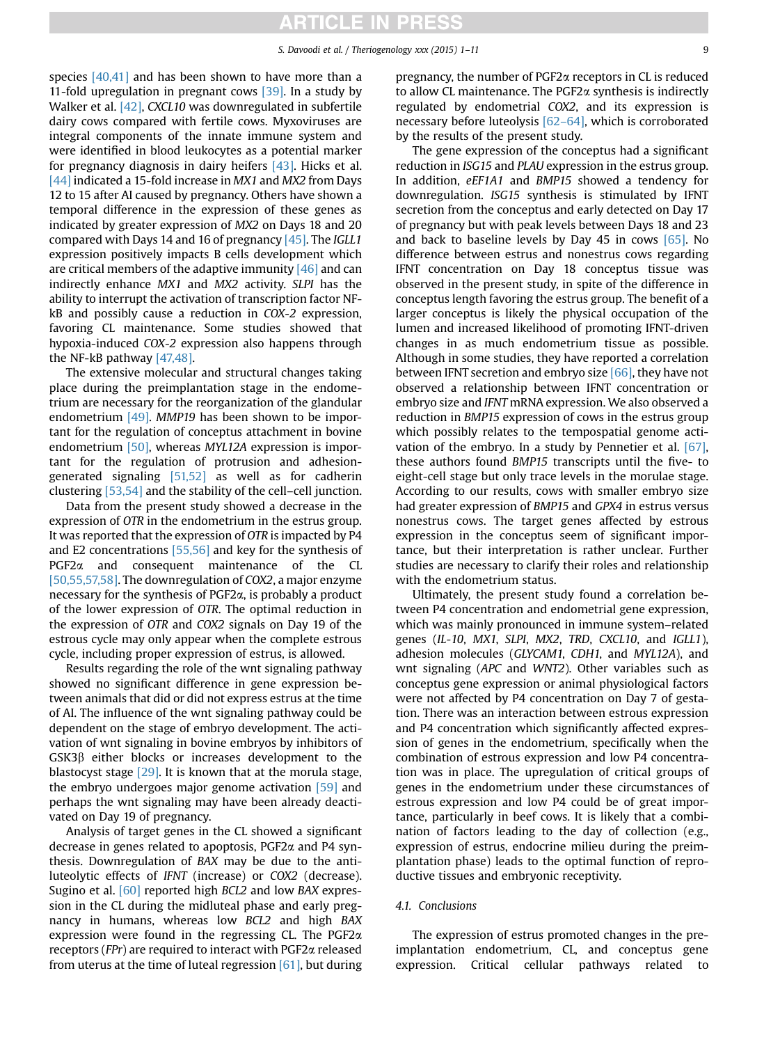species [40,41] and has been shown to have more than a 11-fold upregulation in pregnant cows [39]. In a study by Walker et al. [42], *CXCL10* was downregulated in subfertile dairy cows compared with fertile cows. Myxoviruses are integral components of the innate immune system and were identified in blood leukocytes as a potential marker for pregnancy diagnosis in dairy heifers [43]. Hicks et al. [44] indicated a 15-fold increase in *MX1* and *MX2* from Days 12 to 15 after AI caused by pregnancy. Others have shown a temporal difference in the expression of these genes as indicated by greater expression of *MX2* on Days 18 and 20 compared with Days 14 and 16 of pregnancy [45]. The *IGLL1* expression positively impacts B cells development which are critical members of the adaptive immunity [46] and can indirectly enhance *MX1* and *MX2* activity. *SLPI* has the ability to interrupt the activation of transcription factor NF-kB and possibly cause a reduction in *COX-2* expression, favoring CL maintenance. Some studies showed that hypoxia-induced *COX-2* expression also happens through the NF-kB pathway [47,48].

The extensive molecular and structural changes taking place during the preimplantation stage in the endometrium are necessary for the reorganization of the glandular endometrium [49]. *MMP19* has been shown to be important for the regulation of conceptus attachment in bovine endometrium [50], whereas *MYL12A* expression is important for the regulation of protrusion and adhesion-generated signaling [51,52] as well as for cadherin clustering [53,54] and the stability of the cell–cell junction.

Data from the present study showed a decrease in the expression of *OTR* in the endometrium in the estrus group. It was reported that the expression of *OTR* is impacted by P4 and E2 concentrations [55,56] and key for the synthesis of PGF2α and consequent maintenance of the CL [50,55,57,58]. The downregulation of *COX2*, a major enzyme necessary for the synthesis of PGF2α, is probably a product of the lower expression of *OTR*. The optimal reduction in the expression of *OTR* and *COX2* signals on Day 19 of the estrous cycle may only appear when the complete estrous cycle, including proper expression of estrus, is allowed.

Results regarding the role of the wnt signaling pathway showed no significant difference in gene expression between animals that did or did not express estrus at the time of AI. The influence of the wnt signaling pathway could be dependent on the stage of embryo development. The activation of wnt signaling in bovine embryos by inhibitors of GSK3β either blocks or increases development to the blastocyst stage [29]. It is known that at the morula stage, the embryo undergoes major genome activation [59] and perhaps the wnt signaling may have been already deactivated on Day 19 of pregnancy.

Analysis of target genes in the CL showed a significant decrease in genes related to apoptosis, PGF2α and P4 synthesis. Downregulation of *BAX* may be due to the antiluteolytic effects of *IFNT* (increase) or *COX2* (decrease). Sugino et al. [60] reported high *BCL2* and low *BAX* expression in the CL during the midluteal phase and early pregnancy in humans, whereas low *BCL2* and high *BAX* expression were found in the regressing CL. The PGF2α receptors (*FPr*) are required to interact with PGF2α released from uterus at the time of luteal regression [61], but during pregnancy, the number of PGF2α receptors in CL is reduced to allow CL maintenance. The PGF2α synthesis is indirectly regulated by endometrial *COX2*, and its expression is necessary before luteolysis [62–64], which is corroborated by the results of the present study.

The gene expression of the conceptus had a significant reduction in *ISG15* and *PLAU* expression in the estrus group. In addition, *eEF1A1* and *BMP15* showed a tendency for downregulation. *ISG15* synthesis is stimulated by IFNT secretion from the conceptus and early detected on Day 17 of pregnancy but with peak levels between Days 18 and 23 and back to baseline levels by Day 45 in cows [65]. No difference between estrus and nonestrus cows regarding IFNT concentration on Day 18 conceptus tissue was observed in the present study, in spite of the difference in conceptus length favoring the estrus group. The benefit of a larger conceptus is likely the physical occupation of the lumen and increased likelihood of promoting IFNT-driven changes in as much endometrium tissue as possible. Although in some studies, they have reported a correlation between IFNT secretion and embryo size [66], they have not observed a relationship between IFNT concentration or embryo size and *IFNT* mRNA expression. We also observed a reduction in *BMP15* expression of cows in the estrus group which possibly relates to the tempospatial genome activation of the embryo. In a study by Pennetier et al. [67], these authors found *BMP15* transcripts until the five- to eight-cell stage but only trace levels in the morulae stage. According to our results, cows with smaller embryo size had greater expression of *BMP15* and *GPX4* in estrus versus nonestrus cows. The target genes affected by estrous expression in the conceptus seem of significant importance, but their interpretation is rather unclear. Further studies are necessary to clarify their roles and relationship with the endometrium status.

Ultimately, the present study found a correlation between P4 concentration and endometrial gene expression, which was mainly pronounced in immune system–related genes (*IL-10*, *MX1*, *SLPI*, *MX2*, *TRD*, *CXCL10*, and *IGLL1*), adhesion molecules (*GLYCAM1*, *CDH1*, and *MYL12A*), and wnt signaling (*APC* and *WNT2*). Other variables such as conceptus gene expression or animal physiological factors were not affected by P4 concentration on Day 7 of gestation. There was an interaction between estrous expression and P4 concentration which significantly affected expression of genes in the endometrium, specifically when the combination of estrous expression and low P4 concentration was in place. The upregulation of critical groups of genes in the endometrium under these circumstances of estrous expression and low P4 could be of great importance, particularly in beef cows. It is likely that a combination of factors leading to the day of collection (e.g., expression of estrus, endocrine milieu during the preimplantation phase) leads to the optimal function of reproductive tissues and embryonic receptivity.

### 4.1. Conclusions

The expression of estrus promoted changes in the preimplantation endometrium, CL, and conceptus gene expression. Critical cellular pathways related to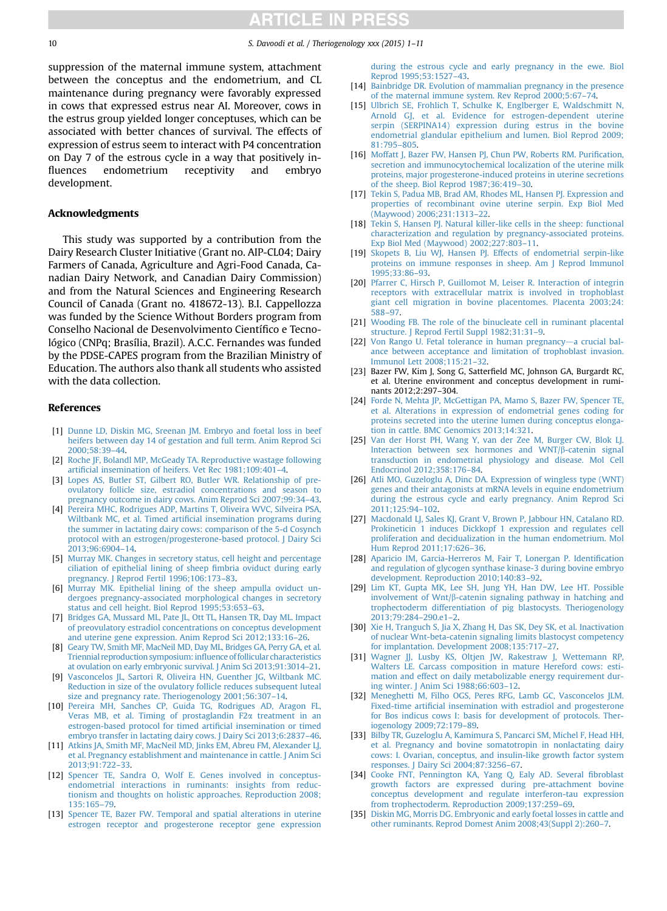suppression of the maternal immune system, attachment between the conceptus and the endometrium, and CL maintenance during pregnancy were favorably expressed in cows that expressed estrus near AI. Moreover, cows in the estrus group yielded longer conceptuses, which can be associated with better chances of survival. The effects of expression of estrus seem to interact with P4 concentration on Day 7 of the estrous cycle in a way that positively influences endometrium receptivity and embryo development.

## Acknowledgments

This study was supported by a contribution from the Dairy Research Cluster Initiative (Grant no. AIP-CL04; Dairy Farmers of Canada, Agriculture and Agri-Food Canada, Canadian Dairy Network, and Canadian Dairy Commission) and from the Natural Sciences and Engineering Research Council of Canada (Grant no. 418672-13). B.I. Cappellozza was funded by the Science Without Borders program from Conselho Nacional de Desenvolvimento Científico e Tecnológico (CNPq; Brasília, Brazil). A.C.C. Fernandes was funded by the PDSE-CAPES program from the Brazilian Ministry of Education. The authors also thank all students who assisted with the data collection.

## References

[1] Dunne LD, Diskin MG, Sreenan JM. Embryo and foetal loss in beef heifers between day 14 of gestation and full term. Anim Reprod Sci 2000;58:39–44.

[2] Roche JF, Bolandl MP, McGeady TA. Reproductive wastage following artificial insemination of heifers. Vet Rec 1981;109:401–4.

[3] Lopes AS, Butler ST, Gilbert RO, Butler WR. Relationship of pre-ovulatory follicle size, estradiol concentrations and season to pregnancy outcome in dairy cows. Anim Reprod Sci 2007;99:34–43.

[4] Pereira MHC, Rodrigues ADP, Martins T, Oliveira WVC, Silveira PSA, Wiltbank MC, et al. Timed artificial insemination programs during the summer in lactating dairy cows: comparison of the 5-d Cosynch protocol with an estrogen/progesterone-based protocol. J Dairy Sci 2013;96:6904–14.

[5] Murray MK. Changes in secretory status, cell height and percentage ciliation of epithelial lining of sheep fimbria oviduct during early pregnancy. J Reprod Fertil 1996;106:173–83.

[6] Murray MK. Epithelial lining of the sheep ampulla oviduct undergoes pregnancy-associated morphological changes in secretory status and cell height. Biol Reprod 1995;53:653–63.

[7] Bridges GA, Mussard ML, Pate JL, Ott TL, Hansen TR, Day ML. Impact of preovulatory estradiol concentrations on conceptus development and uterine gene expression. Anim Reprod Sci 2012;133:16–26.

[8] Geary TW, Smith MF, MacNeil MD, Day ML, Bridges GA, Perry GA, et al. Triennial reproduction symposium: influence of follicular characteristics at ovulation on early embryonic survival. J Anim Sci 2013;91:3014–21.

[9] Vasconcelos JL, Sartori R, Oliveira HN, Guenther JG, Wiltbank MC. Reduction in size of the ovulatory follicle reduces subsequent luteal size and pregnancy rate. Theriogenology 2001;56:307–14.

[10] Pereira MH, Sanches CP, Guida TG, Rodrigues AD, Aragon FL, Veras MB, et al. Timing of prostaglandin F2α treatment in an estrogen-based protocol for timed artificial insemination or timed embryo transfer in lactating dairy cows. J Dairy Sci 2013;6:2837–46.

[11] Atkins JA, Smith MF, MacNeil MD, Jinks EM, Abreu FM, Alexander LJ, et al. Pregnancy establishment and maintenance in cattle. J Anim Sci 2013;91:722–33.

[12] Spencer TE, Sandra O, Wolf E. Genes involved in conceptus-endometrial interactions in ruminants: insights from reductionism and thoughts on holistic approaches. Reproduction 2008;135:165–79.

[13] Spencer TE, Bazer FW. Temporal and spatial alterations in uterine estrogen receptor and progesterone receptor gene expression during the estrous cycle and early pregnancy in the ewe. Biol Reprod 1995;53:1527–43.

[14] Bainbridge DR. Evolution of mammalian pregnancy in the presence of the maternal immune system. Rev Reprod 2000;5:67–74.

[15] Ulbrich SE, Frohlich T, Schulke K, Englberger E, Waldschmitt N, Arnold GJ, et al. Evidence for estrogen-dependent uterine serpin (SERPINA14) expression during estrus in the bovine endometrial glandular epithelium and lumen. Biol Reprod 2009;81:795–805.

[16] Moffatt J, Bazer FW, Hansen PJ, Chun PW, Roberts RM. Purification, secretion and immunocytochemical localization of the uterine milk proteins, major progesterone-induced proteins in uterine secretions of the sheep. Biol Reprod 1987;36:419–30.

[17] Tekin S, Padua MB, Brad AM, Rhodes ML, Hansen PJ. Expression and properties of recombinant ovine uterine serpin. Exp Biol Med (Maywood) 2006;231:1313–22.

[18] Tekin S, Hansen PJ. Natural killer-like cells in the sheep: functional characterization and regulation by pregnancy-associated proteins. Exp Biol Med (Maywood) 2002;227:803–11.

[19] Skopets B, Liu WJ, Hansen PJ. Effects of endometrial serpin-like proteins on immune responses in sheep. Am J Reprod Immunol 1995;33:86–93.

[20] Pfarrer C, Hirsch P, Guillomot M, Leiser R. Interaction of integrin receptors with extracellular matrix is involved in trophoblast giant cell migration in bovine placentomes. Placenta 2003;24:588–97.

[21] Wooding FB. The role of the binucleate cell in ruminant placental structure. J Reprod Fertil Suppl 1982;31:31–9.

[22] Von Rango U. Fetal tolerance in human pregnancy—a crucial balance between acceptance and limitation of trophoblast invasion. Immunol Lett 2008;115:21–32.

[23] Bazer FW, Kim J, Song G, Satterfield MC, Johnson GA, Burgardt RC, et al. Uterine environment and conceptus development in ruminants 2012;2:297–304.

[24] Forde N, Mehta JP, McGettigan PA, Mamo S, Bazer FW, Spencer TE, et al. Alterations in expression of endometrial genes coding for proteins secreted into the uterine lumen during conceptus elongation in cattle. BMC Genomics 2013;14:321.

[25] Van der Horst PH, Wang Y, van der Zee M, Burger CW, Blok LJ. Interaction between sex hormones and WNT/β-catenin signal transduction in endometrial physiology and disease. Mol Cell Endocrinol 2012;358:176–84.

[26] Atli MO, Guzeloglu A, Dinc DA. Expression of wingless type (WNT) genes and their antagonists at mRNA levels in equine endometrium during the estrous cycle and early pregnancy. Anim Reprod Sci 2011;125:94–102.

[27] Macdonald LJ, Sales KJ, Grant V, Brown P, Jabbour HN, Catalano RD. Prokineticin 1 induces Dickkopf 1 expression and regulates cell proliferation and decidualization in the human endometrium. Mol Hum Reprod 2011;17:626–36.

[28] Aparicio IM, Garcia-Herreros M, Fair T, Lonergan P. Identification and regulation of glycogen synthase kinase-3 during bovine embryo development. Reproduction 2010;140:83–92.

[29] Lim KT, Gupta MK, Lee SH, Jung YH, Han DW, Lee HT. Possible involvement of Wnt/β-catenin signaling pathway in hatching and trophectoderm differentiation of pig blastocysts. Theriogenology 2013;79:284–290.e1–2.

[30] Xie H, Tranguch S, Jia X, Zhang H, Das SK, Dey SK, et al. Inactivation of nuclear Wnt-beta-catenin signaling limits blastocyst competency for implantation. Development 2008;135:717–27.

[31] Wagner JJ, Lusby KS, Oltjen JW, Rakestraw J, Wettemann RP, Walters LE. Carcass composition in mature Hereford cows: estimation and effect on daily metabolizable energy requirement during winter. J Anim Sci 1988;66:603–12.

[32] Meneghetti M, Filho OGS, Peres RFG, Lamb GC, Vasconcelos JLM. Fixed-time artificial insemination with estradiol and progesterone for Bos indicus cows I: basis for development of protocols. Theriogenology 2009;72:179–89.

[33] Bilby TR, Guzeloglu A, Kamimura S, Pancarci SM, Michel F, Head HH, et al. Pregnancy and bovine somatotropin in nonlactating dairy cows: I. Ovarian, conceptus, and insulin-like growth factor system responses. J Dairy Sci 2004;87:3256–67.

[34] Cooke FNT, Pennington KA, Yang Q, Ealy AD. Several fibroblast growth factors are expressed during pre-attachment bovine conceptus development and regulate interferon-tau expression from trophectoderm. Reproduction 2009;137:259–69.

[35] Diskin MG, Morris DG. Embryonic and early foetal losses in cattle and other ruminants. Reprod Domest Anim 2008;43(Suppl 2):260–7.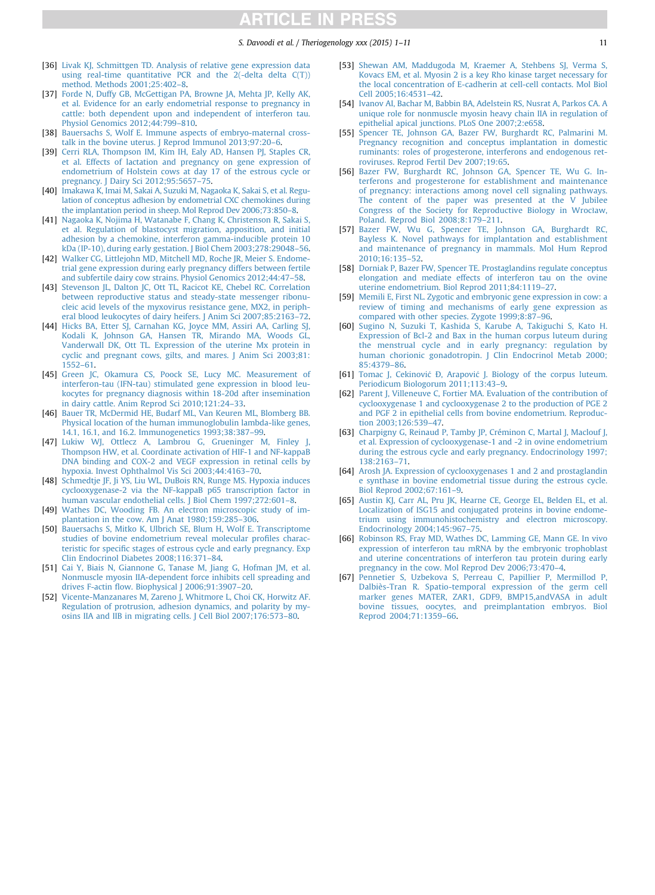[36] Livak KJ, Schmittgen TD. Analysis of relative gene expression data using real-time quantitative PCR and the 2(-delta delta C(T)) method. Methods 2001;25:402–8.

[37] Forde N, Duffy GB, McGettigan PA, Browne JA, Mehta JP, Kelly AK, et al. Evidence for an early endometrial response to pregnancy in cattle: both dependent upon and independent of interferon tau. Physiol Genomics 2012;44:799–810.

[38] Bauersachs S, Wolf E. Immune aspects of embryo-maternal cross-talk in the bovine uterus. J Reprod Immunol 2013;97:20–6.

[39] Cerri RLA, Thompson IM, Kim IH, Ealy AD, Hansen PJ, Staples CR, et al. Effects of lactation and pregnancy on gene expression of endometrium of Holstein cows at day 17 of the estrous cycle or pregnancy. J Dairy Sci 2012;95:5657–75.

[40] Imakawa K, Imai M, Sakai A, Suzuki M, Nagaoka K, Sakai S, et al. Regulation of conceptus adhesion by endometrial CXC chemokines during the implantation period in sheep. Mol Reprod Dev 2006;73:850–8.

[41] Nagaoka K, Nojima H, Watanabe F, Chang K, Christenson R, Sakai S, et al. Regulation of blastocyst migration, apposition, and initial adhesion by a chemokine, interferon gamma-inducible protein 10 kDa (IP-10), during early gestation. J Biol Chem 2003;278:29048–56.

[42] Walker CG, Littlejohn MD, Mitchell MD, Roche JR, Meier S. Endometrial gene expression during early pregnancy differs between fertile and subfertile dairy cow strains. Physiol Genomics 2012;44:47–58.

[43] Stevenson JL, Dalton JC, Ott TL, Racicot KE, Chebel RC. Correlation between reproductive status and steady-state messenger ribonucleic acid levels of the myxovirus resistance gene, MX2, in peripheral blood leukocytes of dairy heifers. J Anim Sci 2007;85:2163–72.

[44] Hicks BA, Etter SJ, Carnahan KG, Joyce MM, Assiri AA, Carling SJ, Kodali K, Johnson GA, Hansen TR, Mirando MA, Woods GL, Vanderwall DK, Ott TL. Expression of the uterine Mx protein in cyclic and pregnant cows, gilts, and mares. J Anim Sci 2003;81:1552–61.

[45] Green JC, Okamura CS, Poock SE, Lucy MC. Measurement of interferon-tau (IFN-tau) stimulated gene expression in blood leukocytes for pregnancy diagnosis within 18-20d after insemination in dairy cattle. Anim Reprod Sci 2010;121:24–33.

[46] Bauer TR, McDermid HE, Budarf ML, Van Keuren ML, Blomberg BB. Physical location of the human immunoglobulin lambda-like genes, 14.1, 16.1, and 16.2. Immunogenetics 1993;38:387–99.

[47] Lukiw WJ, Ottlecz A, Lambrou G, Grueninger M, Finley J, Thompson HW, et al. Coordinate activation of HIF-1 and NF-kappaB DNA binding and COX-2 and VEGF expression in retinal cells by hypoxia. Invest Ophthalmol Vis Sci 2003;44:4163–70.

[48] Schmedtje JF, Ji YS, Liu WL, DuBois RN, Runge MS. Hypoxia induces cyclooxygenase-2 via the NF-kappaB p65 transcription factor in human vascular endothelial cells. J Biol Chem 1997;272:601–8.

[49] Wathes DC, Wooding FB. An electron microscopic study of implantation in the cow. Am J Anat 1980;159:285–306.

[50] Bauersachs S, Mitko K, Ulbrich SE, Blum H, Wolf E. Transcriptome studies of bovine endometrium reveal molecular profiles characteristic for specific stages of estrous cycle and early pregnancy. Exp Clin Endocrinol Diabetes 2008;116:371–84.

[51] Cai Y, Biais N, Giannone G, Tanase M, Jiang G, Hofman JM, et al. Nonmuscle myosin IIA-dependent force inhibits cell spreading and drives F-actin flow. Biophysical J 2006;91:3907–20.

[52] Vicente-Manzanares M, Zareno J, Whitmore L, Choi CK, Horwitz AF. Regulation of protrusion, adhesion dynamics, and polarity by myosins IIA and IIB in migrating cells. J Cell Biol 2007;176:573–80.

[53] Shewan AM, Maddugoda M, Kraemer A, Stehbens SJ, Verma S, Kovacs EM, et al. Myosin 2 is a key Rho kinase target necessary for the local concentration of E-cadherin at cell-cell contacts. Mol Biol Cell 2005;16:4531–42.

[54] Ivanov AI, Bachar M, Babbin BA, Adelstein RS, Nusrat A, Parkos CA. A unique role for nonmuscle myosin heavy chain IIA in regulation of epithelial apical junctions. PLoS One 2007;2:e658.

[55] Spencer TE, Johnson GA, Bazer FW, Burghardt RC, Palmarini M. Pregnancy recognition and conceptus implantation in domestic ruminants: roles of progesterone, interferons and endogenous retroviruses. Reprod Fertil Dev 2007;19:65.

[56] Bazer FW, Burghardt RC, Johnson GA, Spencer TE, Wu G. Interferons and progesterone for establishment and maintenance of pregnancy: interactions among novel cell signaling pathways. The content of the paper was presented at the V Jubilee Congress of the Society for Reproductive Biology in Wrocław, Poland. Reprod Biol 2008;8:179–211.

[57] Bazer FW, Wu G, Spencer TE, Johnson GA, Burghardt RC, Bayless K. Novel pathways for implantation and establishment and maintenance of pregnancy in mammals. Mol Hum Reprod 2010;16:135–52.

[58] Dorniak P, Bazer FW, Spencer TE. Prostaglandins regulate conceptus elongation and mediate effects of interferon tau on the ovine uterine endometrium. Biol Reprod 2011;84:1119–27.

[59] Memili E, First NL. Zygotic and embryonic gene expression in cow: a review of timing and mechanisms of early gene expression as compared with other species. Zygote 1999;8:87–96.

[60] Sugino N, Suzuki T, Kashida S, Karube A, Takiguchi S, Kato H. Expression of Bcl-2 and Bax in the human corpus luteum during the menstrual cycle and in early pregnancy: regulation by human chorionic gonadotropin. J Clin Endocrinol Metab 2000;85:4379–86.

[61] Tomac J, Cekinović Đ, Arapović J. Biology of the corpus luteum. Periodicum Biologorum 2011;113:43–9.

[62] Parent J, Villeneuve C, Fortier MA. Evaluation of the contribution of cyclooxygenase 1 and cyclooxygenase 2 to the production of PGE 2 and PGF 2 in epithelial cells from bovine endometrium. Reproduction 2003;126:539–47.

[63] Charpigny G, Reinaud P, Tamby JP, Créminon C, Martal J, Maclouf J, et al. Expression of cyclooxygenase-1 and -2 in ovine endometrium during the estrous cycle and early pregnancy. Endocrinology 1997;138:2163–71.

[64] Arosh JA. Expression of cyclooxygenases 1 and 2 and prostaglandin e synthase in bovine endometrial tissue during the estrous cycle. Biol Reprod 2002;67:161–9.

[65] Austin KJ, Carr AL, Pru JK, Hearne CE, George EL, Belden EL, et al. Localization of ISG15 and conjugated proteins in bovine endometrium using immunohistochemistry and electron microscopy. Endocrinology 2004;145:967–75.

[66] Robinson RS, Fray MD, Wathes DC, Lamming GE, Mann GE. In vivo expression of interferon tau mRNA by the embryonic trophoblast and uterine concentrations of interferon tau protein during early pregnancy in the cow. Mol Reprod Dev 2006;73:470–4.

[67] Pennetier S, Uzbekova S, Perreau C, Papillier P, Mermillod P, Dalbiès-Tran R. Spatio-temporal expression of the germ cell marker genes MATER, ZAR1, GDF9, BMP15,andVASA in adult bovine tissues, oocytes, and preimplantation embryos. Biol Reprod 2004;71:1359–66.